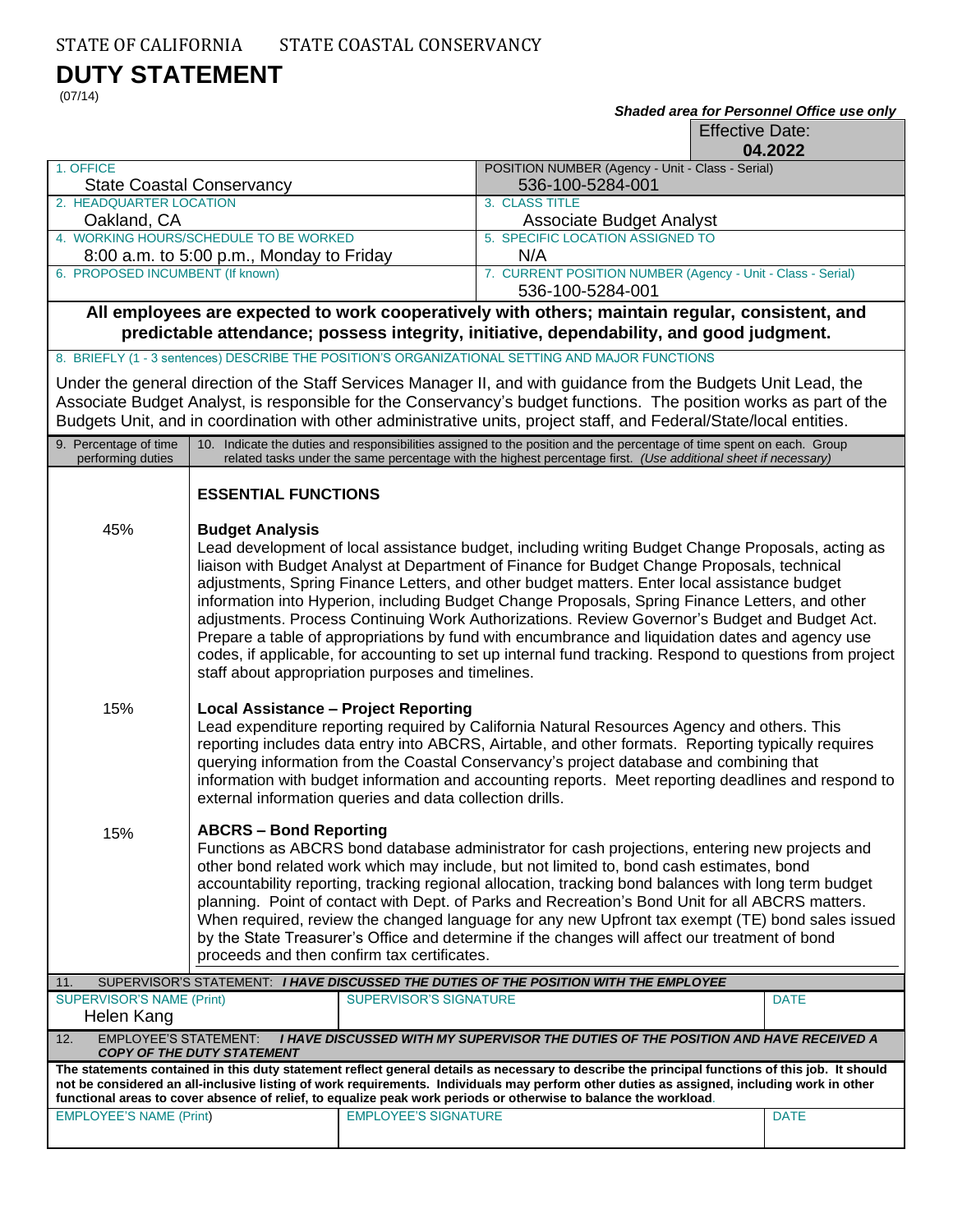STATE OF CALIFORNIA STATE COASTAL CONSERVANCY

# DUTY STATEMENT

(07/14)

***Shaded area for Personnel Office use only***

| | Effective Date: **04.2022** |
|---|---|
| 1. OFFICE<br>State Coastal Conservancy | POSITION NUMBER (Agency - Unit - Class - Serial)<br>536-100-5284-001 |
| 2. HEADQUARTER LOCATION<br>Oakland, CA | 3. CLASS TITLE<br>Associate Budget Analyst |
| 4. WORKING HOURS/SCHEDULE TO BE WORKED<br>8:00 a.m. to 5:00 p.m., Monday to Friday | 5. SPECIFIC LOCATION ASSIGNED TO<br>N/A |
| 6. PROPOSED INCUMBENT (If known) | 7. CURRENT POSITION NUMBER (Agency - Unit - Class - Serial)<br>536-100-5284-001 |

**All employees are expected to work cooperatively with others; maintain regular, consistent, and predictable attendance; possess integrity, initiative, dependability, and good judgment.**

8. BRIEFLY (1 - 3 sentences) DESCRIBE THE POSITION'S ORGANIZATIONAL SETTING AND MAJOR FUNCTIONS

Under the general direction of the Staff Services Manager II, and with guidance from the Budgets Unit Lead, the Associate Budget Analyst, is responsible for the Conservancy's budget functions. The position works as part of the Budgets Unit, and in coordination with other administrative units, project staff, and Federal/State/local entities.

| 9. Percentage of time performing duties | 10. Indicate the duties and responsibilities assigned to the position and the percentage of time spent on each. Group related tasks under the same percentage with the highest percentage first. *(Use additional sheet if necessary)* |
|---|---|
| | **ESSENTIAL FUNCTIONS** |
| 45% | **Budget Analysis**<br>Lead development of local assistance budget, including writing Budget Change Proposals, acting as liaison with Budget Analyst at Department of Finance for Budget Change Proposals, technical adjustments, Spring Finance Letters, and other budget matters. Enter local assistance budget information into Hyperion, including Budget Change Proposals, Spring Finance Letters, and other adjustments. Process Continuing Work Authorizations. Review Governor's Budget and Budget Act. Prepare a table of appropriations by fund with encumbrance and liquidation dates and agency use codes, if applicable, for accounting to set up internal fund tracking. Respond to questions from project staff about appropriation purposes and timelines. |
| 15% | **Local Assistance – Project Reporting**<br>Lead expenditure reporting required by California Natural Resources Agency and others. This reporting includes data entry into ABCRS, Airtable, and other formats. Reporting typically requires querying information from the Coastal Conservancy's project database and combining that information with budget information and accounting reports. Meet reporting deadlines and respond to external information queries and data collection drills. |
| 15% | **ABCRS – Bond Reporting**<br>Functions as ABCRS bond database administrator for cash projections, entering new projects and other bond related work which may include, but not limited to, bond cash estimates, bond accountability reporting, tracking regional allocation, tracking bond balances with long term budget planning. Point of contact with Dept. of Parks and Recreation's Bond Unit for all ABCRS matters. When required, review the changed language for any new Upfront tax exempt (TE) bond sales issued by the State Treasurer's Office and determine if the changes will affect our treatment of bond proceeds and then confirm tax certificates. |

11. SUPERVISOR'S STATEMENT: ***I HAVE DISCUSSED THE DUTIES OF THE POSITION WITH THE EMPLOYEE***

| SUPERVISOR'S NAME (Print) | SUPERVISOR'S SIGNATURE | DATE |
|---|---|---|
| Helen Kang | | |

12. EMPLOYEE'S STATEMENT: ***I HAVE DISCUSSED WITH MY SUPERVISOR THE DUTIES OF THE POSITION AND HAVE RECEIVED A COPY OF THE DUTY STATEMENT***

**The statements contained in this duty statement reflect general details as necessary to describe the principal functions of this job. It should not be considered an all-inclusive listing of work requirements. Individuals may perform other duties as assigned, including work in other functional areas to cover absence of relief, to equalize peak work periods or otherwise to balance the workload.**

| EMPLOYEE'S NAME (Print) | EMPLOYEE'S SIGNATURE | DATE |
|---|---|---|
| | | |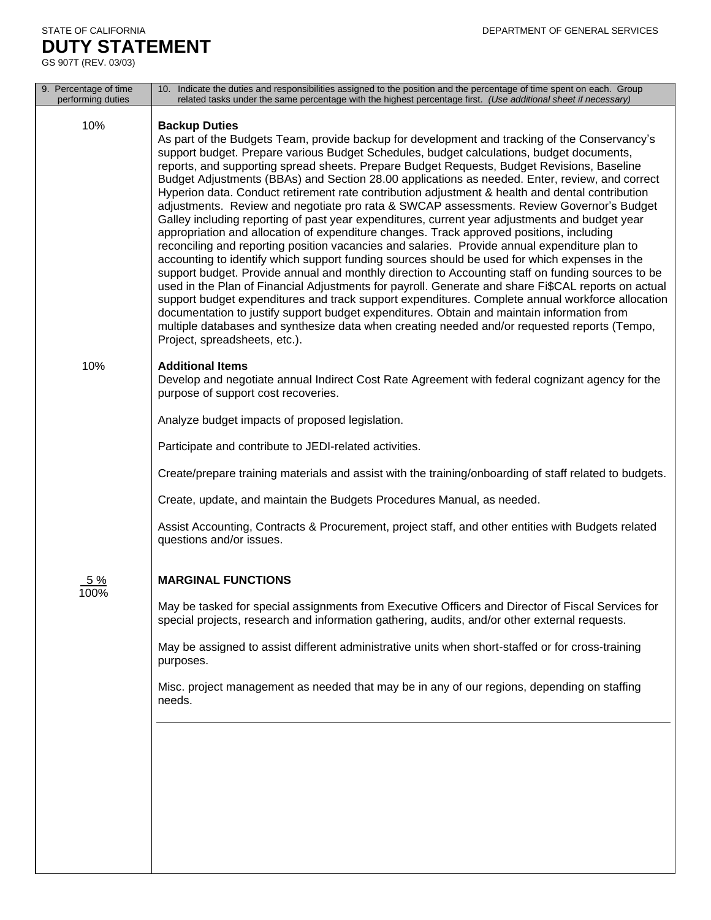STATE OF CALIFORNIA DEPARTMENT OF GENERAL SERVICES

# DUTY STATEMENT

GS 907T (REV. 03/03)

| 9. Percentage of time performing duties | 10. Indicate the duties and responsibilities assigned to the position and the percentage of time spent on each. Group related tasks under the same percentage with the highest percentage first. *(Use additional sheet if necessary)* |
|---|---|
| 10% | **Backup Duties**<br>As part of the Budgets Team, provide backup for development and tracking of the Conservancy's support budget. Prepare various Budget Schedules, budget calculations, budget documents, reports, and supporting spread sheets. Prepare Budget Requests, Budget Revisions, Baseline Budget Adjustments (BBAs) and Section 28.00 applications as needed. Enter, review, and correct Hyperion data. Conduct retirement rate contribution adjustment & health and dental contribution adjustments. Review and negotiate pro rata & SWCAP assessments. Review Governor's Budget Galley including reporting of past year expenditures, current year adjustments and budget year appropriation and allocation of expenditure changes. Track approved positions, including reconciling and reporting position vacancies and salaries. Provide annual expenditure plan to accounting to identify which support funding sources should be used for which expenses in the support budget. Provide annual and monthly direction to Accounting staff on funding sources to be used in the Plan of Financial Adjustments for payroll. Generate and share Fi$CAL reports on actual support budget expenditures and track support expenditures. Complete annual workforce allocation documentation to justify support budget expenditures. Obtain and maintain information from multiple databases and synthesize data when creating needed and/or requested reports (Tempo, Project, spreadsheets, etc.). |
| 10% | **Additional Items**<br>Develop and negotiate annual Indirect Cost Rate Agreement with federal cognizant agency for the purpose of support cost recoveries.<br><br>Analyze budget impacts of proposed legislation.<br><br>Participate and contribute to JEDI-related activities.<br><br>Create/prepare training materials and assist with the training/onboarding of staff related to budgets.<br><br>Create, update, and maintain the Budgets Procedures Manual, as needed.<br><br>Assist Accounting, Contracts & Procurement, project staff, and other entities with Budgets related questions and/or issues. |
| 5 %<br>100% | **MARGINAL FUNCTIONS**<br><br>May be tasked for special assignments from Executive Officers and Director of Fiscal Services for special projects, research and information gathering, audits, and/or other external requests.<br><br>May be assigned to assist different administrative units when short-staffed or for cross-training purposes.<br><br>Misc. project management as needed that may be in any of our regions, depending on staffing needs. |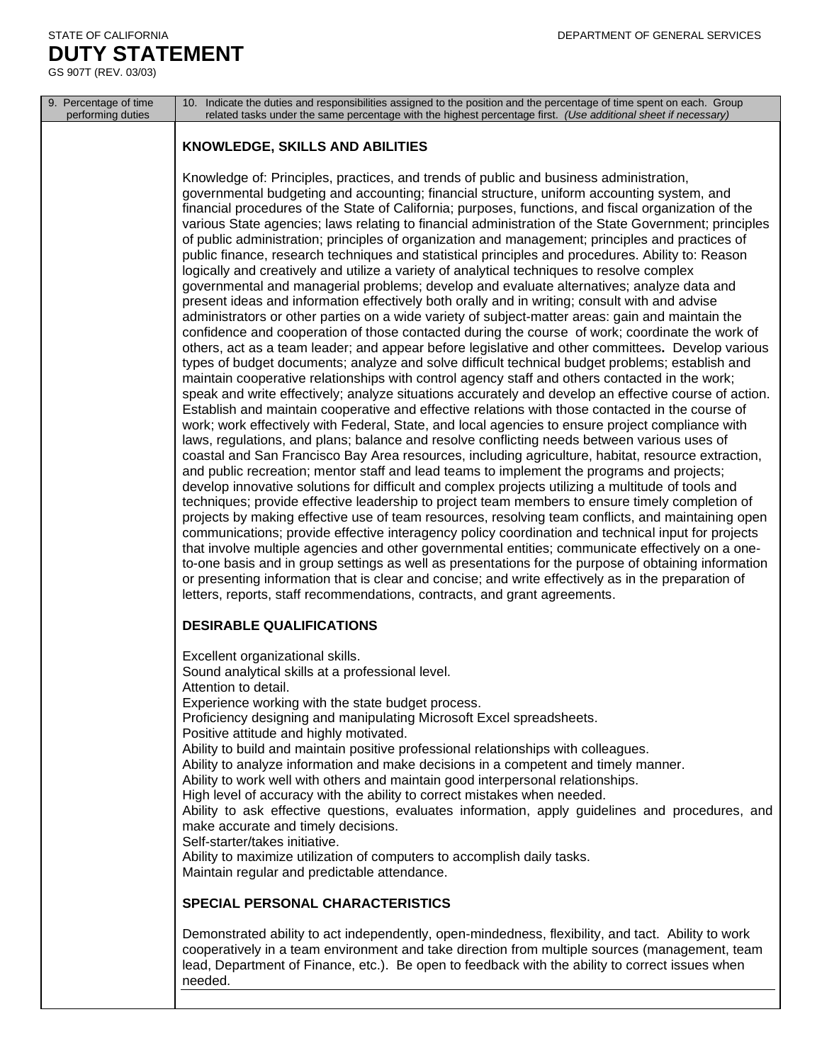STATE OF CALIFORNIA DEPARTMENT OF GENERAL SERVICES

# DUTY STATEMENT

GS 907T (REV. 03/03)

| 9. Percentage of time performing duties | 10. Indicate the duties and responsibilities assigned to the position and the percentage of time spent on each. Group related tasks under the same percentage with the highest percentage first. *(Use additional sheet if necessary)* |
| --- | --- |

## KNOWLEDGE, SKILLS AND ABILITIES

Knowledge of: Principles, practices, and trends of public and business administration, governmental budgeting and accounting; financial structure, uniform accounting system, and financial procedures of the State of California; purposes, functions, and fiscal organization of the various State agencies; laws relating to financial administration of the State Government; principles of public administration; principles of organization and management; principles and practices of public finance, research techniques and statistical principles and procedures. Ability to: Reason logically and creatively and utilize a variety of analytical techniques to resolve complex governmental and managerial problems; develop and evaluate alternatives; analyze data and present ideas and information effectively both orally and in writing; consult with and advise administrators or other parties on a wide variety of subject-matter areas: gain and maintain the confidence and cooperation of those contacted during the course of work; coordinate the work of others, act as a team leader; and appear before legislative and other committees**.** Develop various types of budget documents; analyze and solve difficult technical budget problems; establish and maintain cooperative relationships with control agency staff and others contacted in the work; speak and write effectively; analyze situations accurately and develop an effective course of action. Establish and maintain cooperative and effective relations with those contacted in the course of work; work effectively with Federal, State, and local agencies to ensure project compliance with laws, regulations, and plans; balance and resolve conflicting needs between various uses of coastal and San Francisco Bay Area resources, including agriculture, habitat, resource extraction, and public recreation; mentor staff and lead teams to implement the programs and projects; develop innovative solutions for difficult and complex projects utilizing a multitude of tools and techniques; provide effective leadership to project team members to ensure timely completion of projects by making effective use of team resources, resolving team conflicts, and maintaining open communications; provide effective interagency policy coordination and technical input for projects that involve multiple agencies and other governmental entities; communicate effectively on a one-to-one basis and in group settings as well as presentations for the purpose of obtaining information or presenting information that is clear and concise; and write effectively as in the preparation of letters, reports, staff recommendations, contracts, and grant agreements.

## DESIRABLE QUALIFICATIONS

Excellent organizational skills.
Sound analytical skills at a professional level.
Attention to detail.
Experience working with the state budget process.
Proficiency designing and manipulating Microsoft Excel spreadsheets.
Positive attitude and highly motivated.
Ability to build and maintain positive professional relationships with colleagues.
Ability to analyze information and make decisions in a competent and timely manner.
Ability to work well with others and maintain good interpersonal relationships.
High level of accuracy with the ability to correct mistakes when needed.
Ability to ask effective questions, evaluates information, apply guidelines and procedures, and make accurate and timely decisions.
Self-starter/takes initiative.
Ability to maximize utilization of computers to accomplish daily tasks.
Maintain regular and predictable attendance.

## SPECIAL PERSONAL CHARACTERISTICS

Demonstrated ability to act independently, open-mindedness, flexibility, and tact. Ability to work cooperatively in a team environment and take direction from multiple sources (management, team lead, Department of Finance, etc.). Be open to feedback with the ability to correct issues when needed.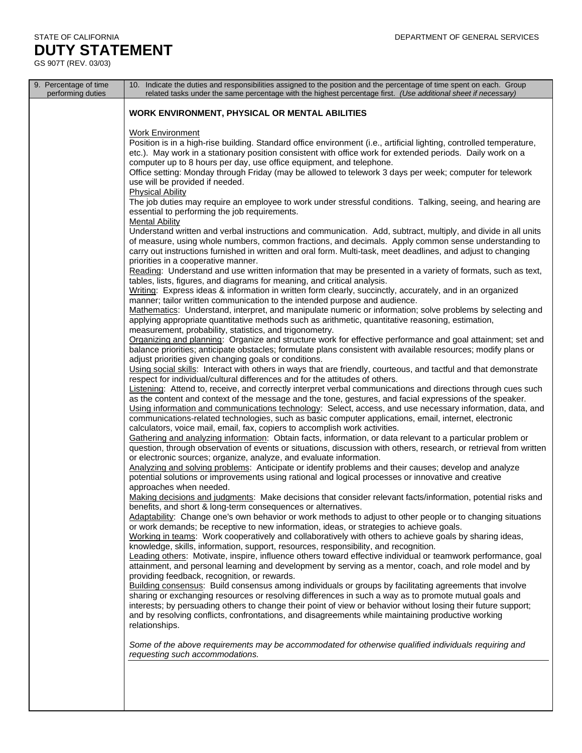STATE OF CALIFORNIA DEPARTMENT OF GENERAL SERVICES

# DUTY STATEMENT

GS 907T (REV. 03/03)

| 9. Percentage of time performing duties | 10. Indicate the duties and responsibilities assigned to the position and the percentage of time spent on each. Group related tasks under the same percentage with the highest percentage first. *(Use additional sheet if necessary)* |
|---|---|

**WORK ENVIRONMENT, PHYSICAL OR MENTAL ABILITIES**

Work Environment
Position is in a high-rise building. Standard office environment (i.e., artificial lighting, controlled temperature, etc.). May work in a stationary position consistent with office work for extended periods. Daily work on a computer up to 8 hours per day, use office equipment, and telephone.
Office setting: Monday through Friday (may be allowed to telework 3 days per week; computer for telework use will be provided if needed.

Physical Ability
The job duties may require an employee to work under stressful conditions. Talking, seeing, and hearing are essential to performing the job requirements.

Mental Ability
Understand written and verbal instructions and communication. Add, subtract, multiply, and divide in all units of measure, using whole numbers, common fractions, and decimals. Apply common sense understanding to carry out instructions furnished in written and oral form. Multi-task, meet deadlines, and adjust to changing priorities in a cooperative manner.

Reading: Understand and use written information that may be presented in a variety of formats, such as text, tables, lists, figures, and diagrams for meaning, and critical analysis.

Writing: Express ideas & information in written form clearly, succinctly, accurately, and in an organized manner; tailor written communication to the intended purpose and audience.

Mathematics: Understand, interpret, and manipulate numeric or information; solve problems by selecting and applying appropriate quantitative methods such as arithmetic, quantitative reasoning, estimation, measurement, probability, statistics, and trigonometry.

Organizing and planning: Organize and structure work for effective performance and goal attainment; set and balance priorities; anticipate obstacles; formulate plans consistent with available resources; modify plans or adjust priorities given changing goals or conditions.

Using social skills: Interact with others in ways that are friendly, courteous, and tactful and that demonstrate respect for individual/cultural differences and for the attitudes of others.

Listening: Attend to, receive, and correctly interpret verbal communications and directions through cues such as the content and context of the message and the tone, gestures, and facial expressions of the speaker.

Using information and communications technology: Select, access, and use necessary information, data, and communications-related technologies, such as basic computer applications, email, internet, electronic calculators, voice mail, email, fax, copiers to accomplish work activities.

Gathering and analyzing information: Obtain facts, information, or data relevant to a particular problem or question, through observation of events or situations, discussion with others, research, or retrieval from written or electronic sources; organize, analyze, and evaluate information.

Analyzing and solving problems: Anticipate or identify problems and their causes; develop and analyze potential solutions or improvements using rational and logical processes or innovative and creative approaches when needed.

Making decisions and judgments: Make decisions that consider relevant facts/information, potential risks and benefits, and short & long-term consequences or alternatives.

Adaptability: Change one's own behavior or work methods to adjust to other people or to changing situations or work demands; be receptive to new information, ideas, or strategies to achieve goals.

Working in teams: Work cooperatively and collaboratively with others to achieve goals by sharing ideas, knowledge, skills, information, support, resources, responsibility, and recognition.

Leading others: Motivate, inspire, influence others toward effective individual or teamwork performance, goal attainment, and personal learning and development by serving as a mentor, coach, and role model and by providing feedback, recognition, or rewards.

Building consensus: Build consensus among individuals or groups by facilitating agreements that involve sharing or exchanging resources or resolving differences in such a way as to promote mutual goals and interests; by persuading others to change their point of view or behavior without losing their future support; and by resolving conflicts, confrontations, and disagreements while maintaining productive working relationships.

*Some of the above requirements may be accommodated for otherwise qualified individuals requiring and requesting such accommodations.*